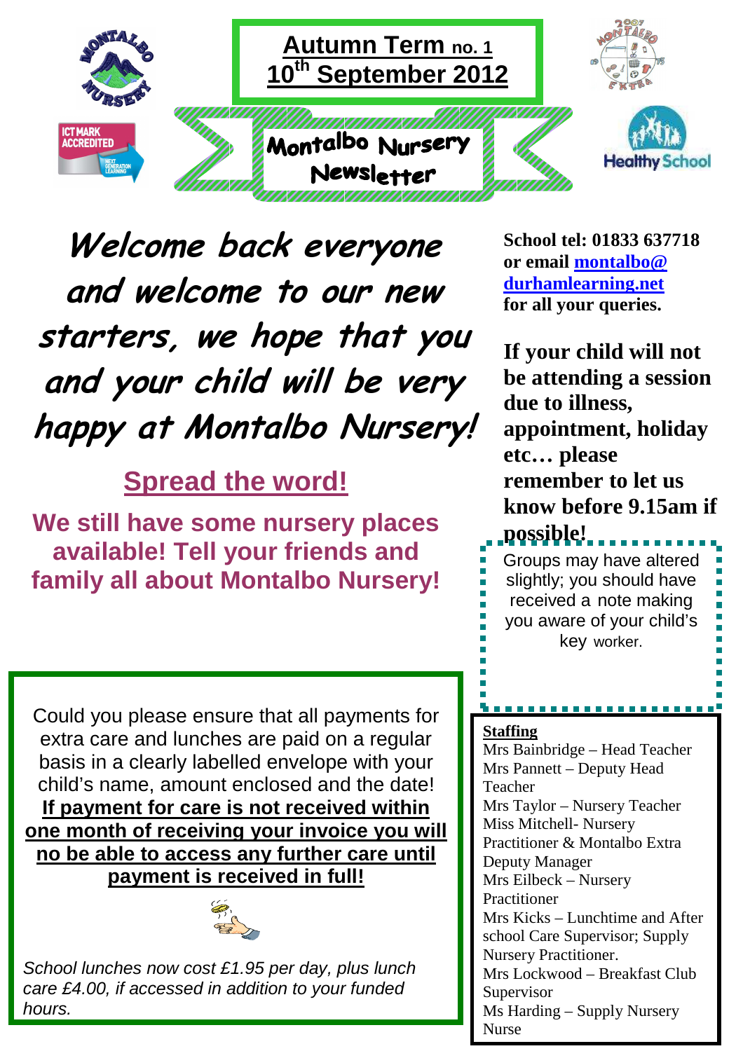# Autumn Term no. 1
## 10th September 2012

## Montalbo Nursery Newsletter

*Welcome back everyone and welcome to our new starters, we hope that you and your child will be very happy at Montalbo Nursery!*

**School tel: 01833 637718 or email montalbo@durhamlearning.net for all your queries.**

**If your child will not be attending a session due to illness, appointment, holiday etc… please remember to let us know before 9.15am if possible!**

## Spread the word!

**We still have some nursery places available! Tell your friends and family all about Montalbo Nursery!**

Groups may have altered slightly; you should have received a note making you aware of your child's key worker.

Could you please ensure that all payments for extra care and lunches are paid on a regular basis in a clearly labelled envelope with your child's name, amount enclosed and the date! **If payment for care is not received within one month of receiving your invoice you will no be able to access any further care until payment is received in full!**

*School lunches now cost £1.95 per day, plus lunch care £4.00, if accessed in addition to your funded hours.*

**Staffing**

Mrs Bainbridge – Head Teacher
Mrs Pannett – Deputy Head Teacher
Mrs Taylor – Nursery Teacher
Miss Mitchell- Nursery Practitioner & Montalbo Extra Deputy Manager
Mrs Eilbeck – Nursery Practitioner
Mrs Kicks – Lunchtime and After school Care Supervisor; Supply Nursery Practitioner.
Mrs Lockwood – Breakfast Club Supervisor
Ms Harding – Supply Nursery Nurse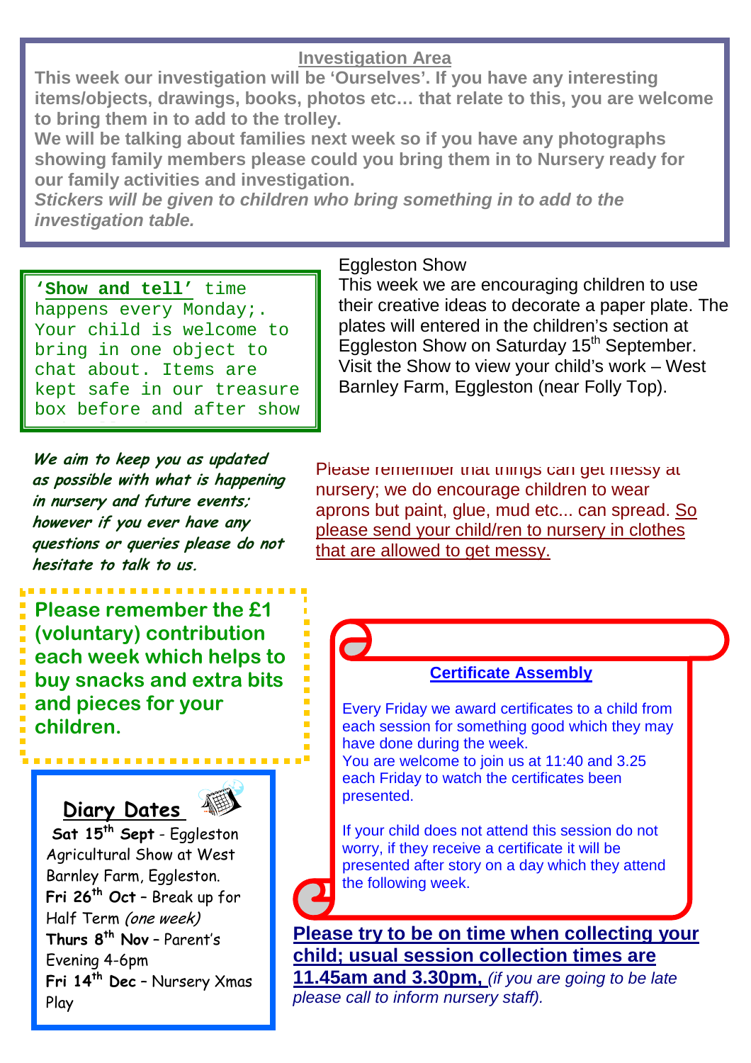## Investigation Area

**This week our investigation will be 'Ourselves'. If you have any interesting items/objects, drawings, books, photos etc… that relate to this, you are welcome to bring them in to add to the trolley.**

**We will be talking about families next week so if you have any photographs showing family members please could you bring them in to Nursery ready for our family activities and investigation.**

***Stickers will be given to children who bring something in to add to the investigation table.***

**'Show and tell'** time happens every Monday;. Your child is welcome to bring in one object to chat about. Items are kept safe in our treasure box before and after show

Eggleston Show

This week we are encouraging children to use their creative ideas to decorate a paper plate. The plates will entered in the children's section at Eggleston Show on Saturday 15th September. Visit the Show to view your child's work – West Barnley Farm, Eggleston (near Folly Top).

***We aim to keep you as updated as possible with what is happening in nursery and future events; however if you ever have any questions or queries please do not hesitate to talk to us.***

Please remember that things can get messy at nursery; we do encourage children to wear aprons but paint, glue, mud etc... can spread. So please send your child/ren to nursery in clothes that are allowed to get messy.

**Please remember the £1 (voluntary) contribution each week which helps to buy snacks and extra bits and pieces for your children.**

### Certificate Assembly

Every Friday we award certificates to a child from each session for something good which they may have done during the week.

You are welcome to join us at 11:40 and 3.25 each Friday to watch the certificates been presented.

If your child does not attend this session do not worry, if they receive a certificate it will be presented after story on a day which they attend the following week.

## Diary Dates

**Sat 15th Sept** - Eggleston Agricultural Show at West Barnley Farm, Eggleston.

**Fri 26th Oct** – Break up for Half Term *(one week)*

**Thurs 8th Nov** – Parent's Evening 4-6pm

**Fri 14th Dec** – Nursery Xmas Play

**Please try to be on time when collecting your child; usual session collection times are 11.45am and 3.30pm,** *(if you are going to be late please call to inform nursery staff).*